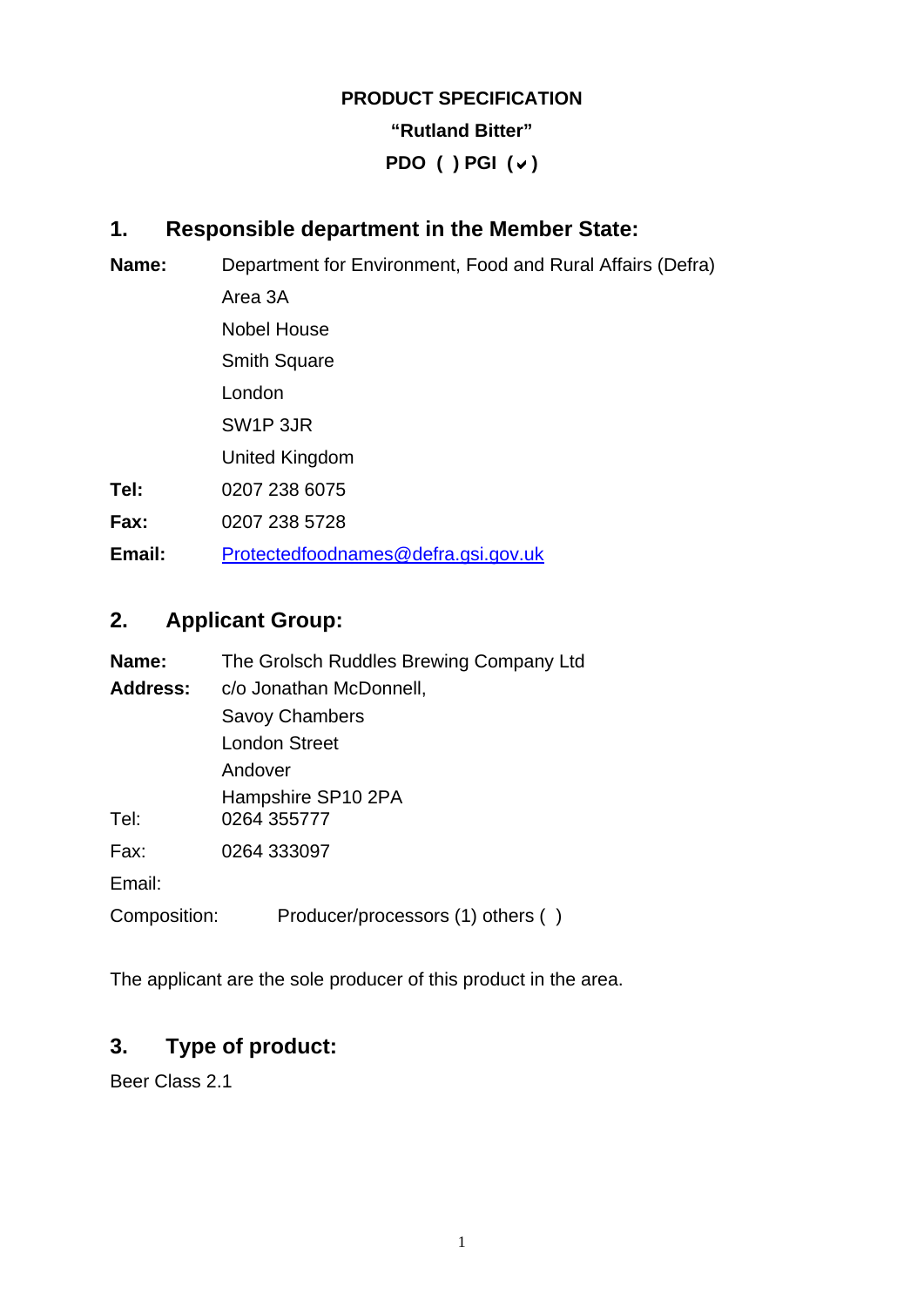**PRODUCT SPECIFICATION**

**"Rutland Bitter"**

**PDO ( ) PGI (✔)**

## 1. Responsible department in the Member State:

**Name:** Department for Environment, Food and Rural Affairs (Defra)
Area 3A
Nobel House
Smith Square
London
SW1P 3JR
United Kingdom

**Tel:** 0207 238 6075

**Fax:** 0207 238 5728

**Email:** Protectedfoodnames@defra.gsi.gov.uk

## 2. Applicant Group:

**Name:** The Grolsch Ruddles Brewing Company Ltd

**Address:** c/o Jonathan McDonnell,
Savoy Chambers
London Street
Andover
Hampshire SP10 2PA

Tel: 0264 355777

Fax: 0264 333097

Email:

Composition: Producer/processors (1) others ( )

The applicant are the sole producer of this product in the area.

## 3. Type of product:

Beer Class 2.1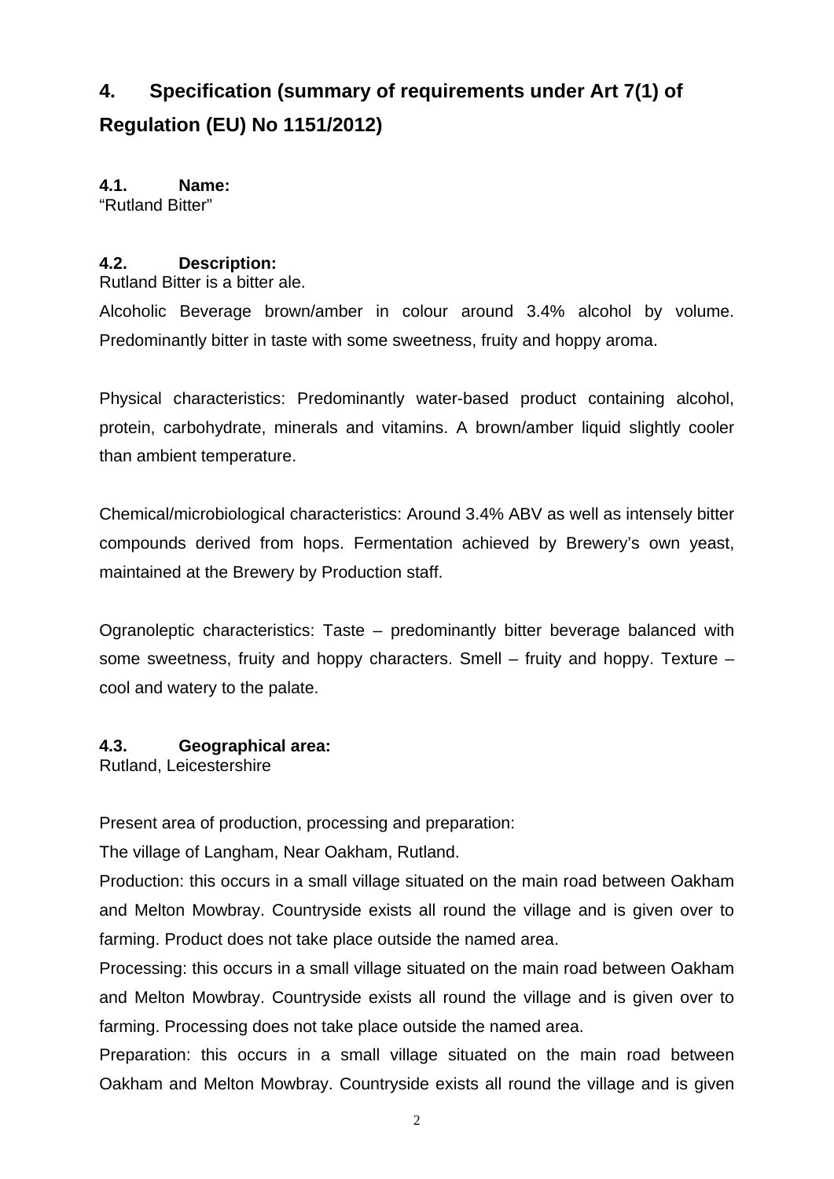# 4. Specification (summary of requirements under Art 7(1) of Regulation (EU) No 1151/2012)

## 4.1. Name:

"Rutland Bitter"

## 4.2. Description:

Rutland Bitter is a bitter ale.

Alcoholic Beverage brown/amber in colour around 3.4% alcohol by volume. Predominantly bitter in taste with some sweetness, fruity and hoppy aroma.

Physical characteristics: Predominantly water-based product containing alcohol, protein, carbohydrate, minerals and vitamins. A brown/amber liquid slightly cooler than ambient temperature.

Chemical/microbiological characteristics: Around 3.4% ABV as well as intensely bitter compounds derived from hops. Fermentation achieved by Brewery's own yeast, maintained at the Brewery by Production staff.

Ogranoleptic characteristics: Taste – predominantly bitter beverage balanced with some sweetness, fruity and hoppy characters. Smell – fruity and hoppy. Texture – cool and watery to the palate.

## 4.3. Geographical area:

Rutland, Leicestershire

Present area of production, processing and preparation:

The village of Langham, Near Oakham, Rutland.

Production: this occurs in a small village situated on the main road between Oakham and Melton Mowbray. Countryside exists all round the village and is given over to farming. Product does not take place outside the named area.

Processing: this occurs in a small village situated on the main road between Oakham and Melton Mowbray. Countryside exists all round the village and is given over to farming. Processing does not take place outside the named area.

Preparation: this occurs in a small village situated on the main road between Oakham and Melton Mowbray. Countryside exists all round the village and is given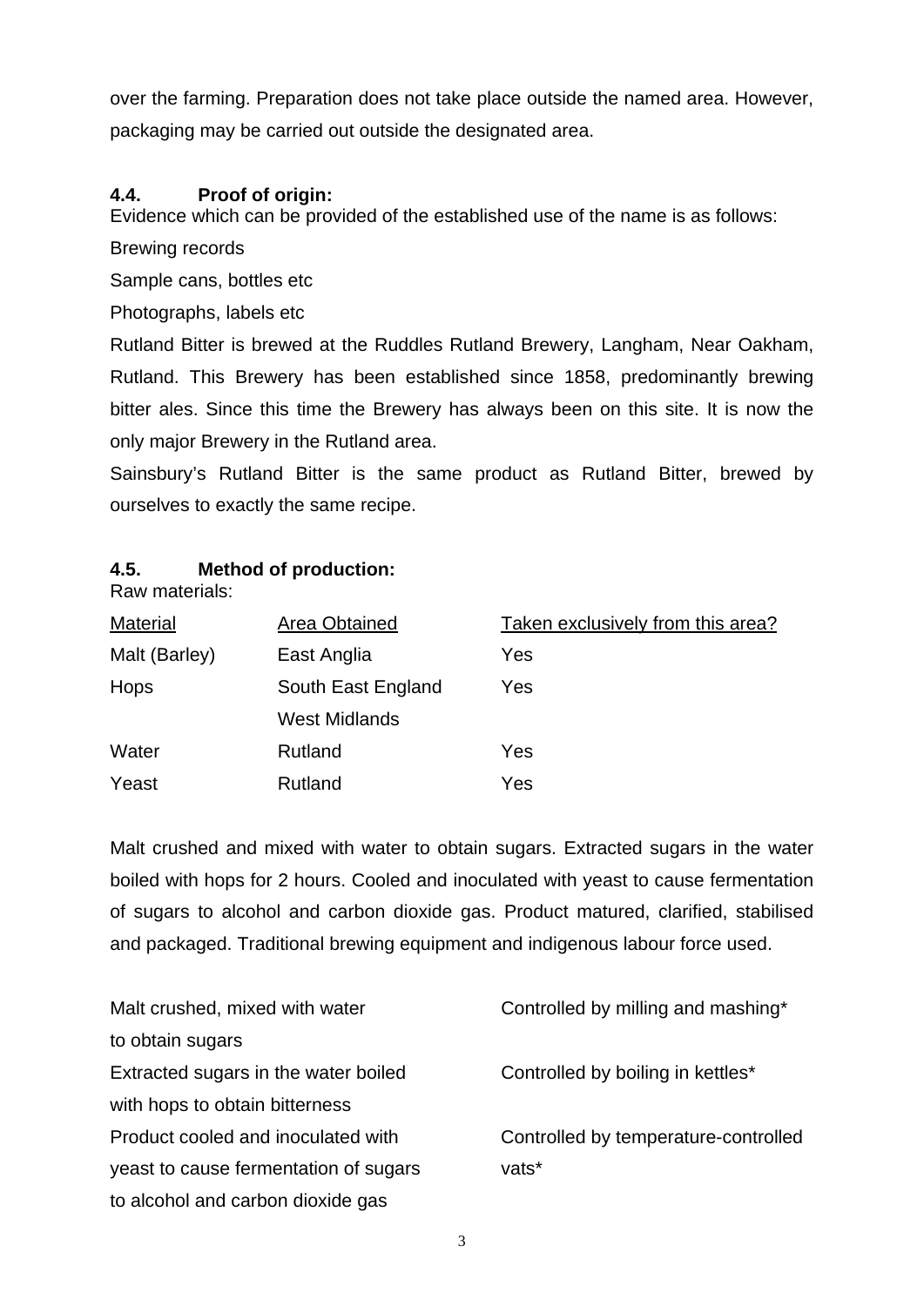over the farming. Preparation does not take place outside the named area. However, packaging may be carried out outside the designated area.

### 4.4. Proof of origin:

Evidence which can be provided of the established use of the name is as follows:

Brewing records

Sample cans, bottles etc

Photographs, labels etc

Rutland Bitter is brewed at the Ruddles Rutland Brewery, Langham, Near Oakham, Rutland. This Brewery has been established since 1858, predominantly brewing bitter ales. Since this time the Brewery has always been on this site. It is now the only major Brewery in the Rutland area.

Sainsbury's Rutland Bitter is the same product as Rutland Bitter, brewed by ourselves to exactly the same recipe.

### 4.5. Method of production:

Raw materials:

| Material | Area Obtained | Taken exclusively from this area? |
|---|---|---|
| Malt (Barley) | East Anglia | Yes |
| Hops | South East England<br>West Midlands | Yes |
| Water | Rutland | Yes |
| Yeast | Rutland | Yes |

Malt crushed and mixed with water to obtain sugars. Extracted sugars in the water boiled with hops for 2 hours. Cooled and inoculated with yeast to cause fermentation of sugars to alcohol and carbon dioxide gas. Product matured, clarified, stabilised and packaged. Traditional brewing equipment and indigenous labour force used.

| | |
|---|---|
| Malt crushed, mixed with water to obtain sugars | Controlled by milling and mashing* |
| Extracted sugars in the water boiled with hops to obtain bitterness | Controlled by boiling in kettles* |
| Product cooled and inoculated with yeast to cause fermentation of sugars to alcohol and carbon dioxide gas | Controlled by temperature-controlled vats* |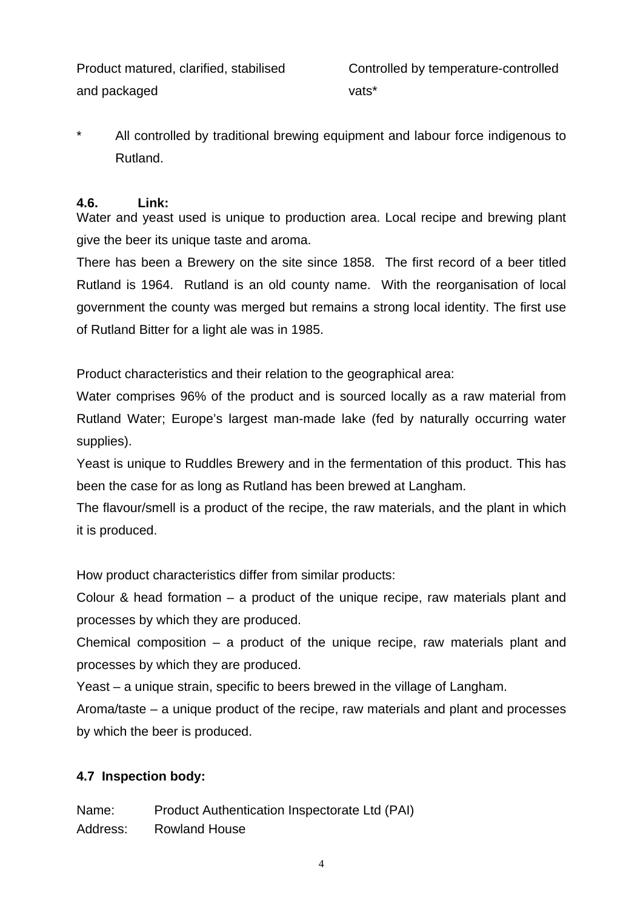| | |
|---|---|
| Product matured, clarified, stabilised and packaged | Controlled by temperature-controlled vats* |

\* All controlled by traditional brewing equipment and labour force indigenous to Rutland.

**4.6. Link:**

Water and yeast used is unique to production area. Local recipe and brewing plant give the beer its unique taste and aroma.

There has been a Brewery on the site since 1858. The first record of a beer titled Rutland is 1964. Rutland is an old county name. With the reorganisation of local government the county was merged but remains a strong local identity. The first use of Rutland Bitter for a light ale was in 1985.

Product characteristics and their relation to the geographical area:

Water comprises 96% of the product and is sourced locally as a raw material from Rutland Water; Europe's largest man-made lake (fed by naturally occurring water supplies).

Yeast is unique to Ruddles Brewery and in the fermentation of this product. This has been the case for as long as Rutland has been brewed at Langham.

The flavour/smell is a product of the recipe, the raw materials, and the plant in which it is produced.

How product characteristics differ from similar products:

Colour & head formation – a product of the unique recipe, raw materials plant and processes by which they are produced.

Chemical composition – a product of the unique recipe, raw materials plant and processes by which they are produced.

Yeast – a unique strain, specific to beers brewed in the village of Langham.

Aroma/taste – a unique product of the recipe, raw materials and plant and processes by which the beer is produced.

**4.7 Inspection body:**

Name: Product Authentication Inspectorate Ltd (PAI)

Address: Rowland House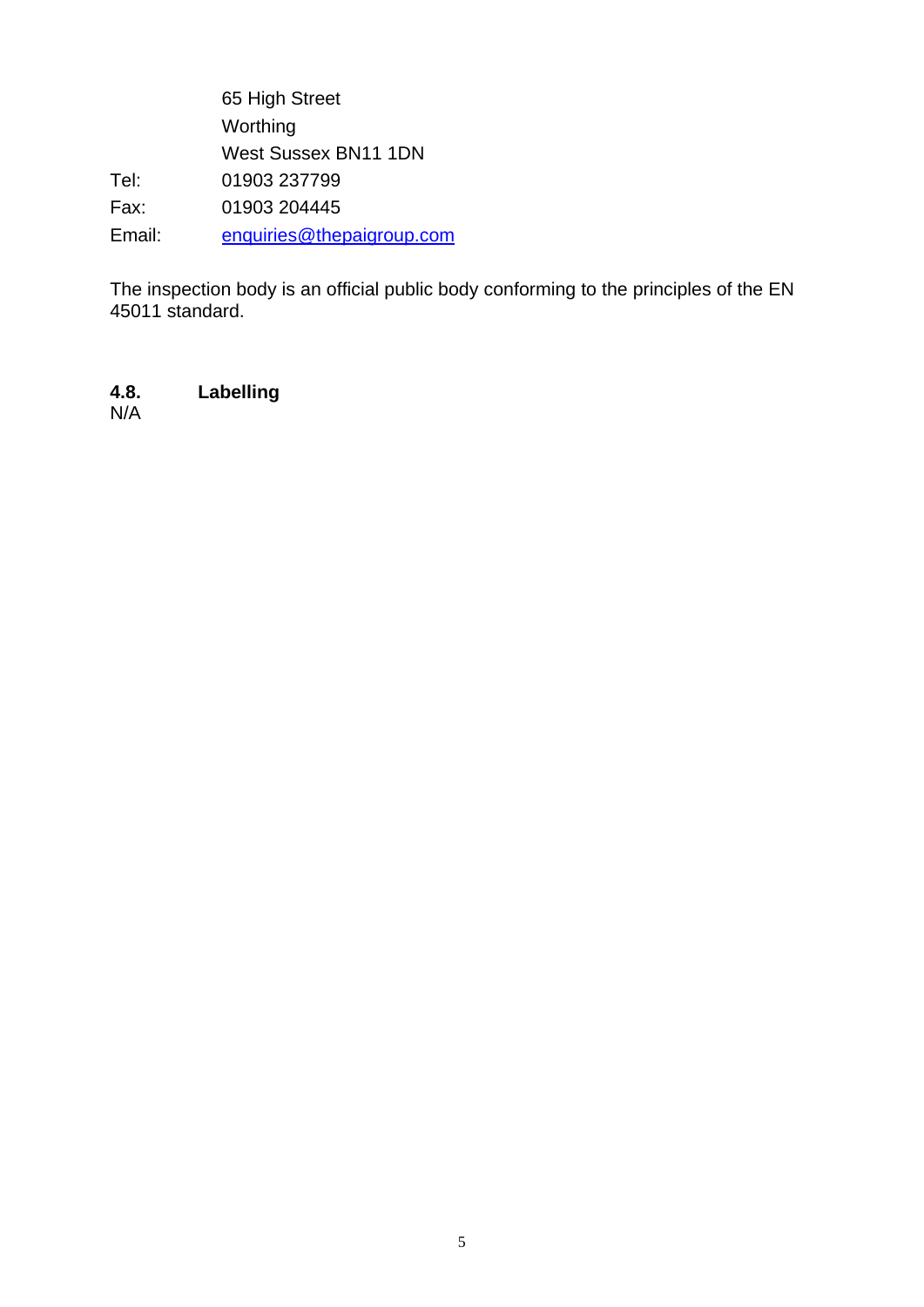65 High Street
Worthing
West Sussex BN11 1DN

| | |
|---|---|
| Tel: | 01903 237799 |
| Fax: | 01903 204445 |
| Email: | enquiries@thepaigroup.com |

The inspection body is an official public body conforming to the principles of the EN 45011 standard.

### 4.8. Labelling

N/A